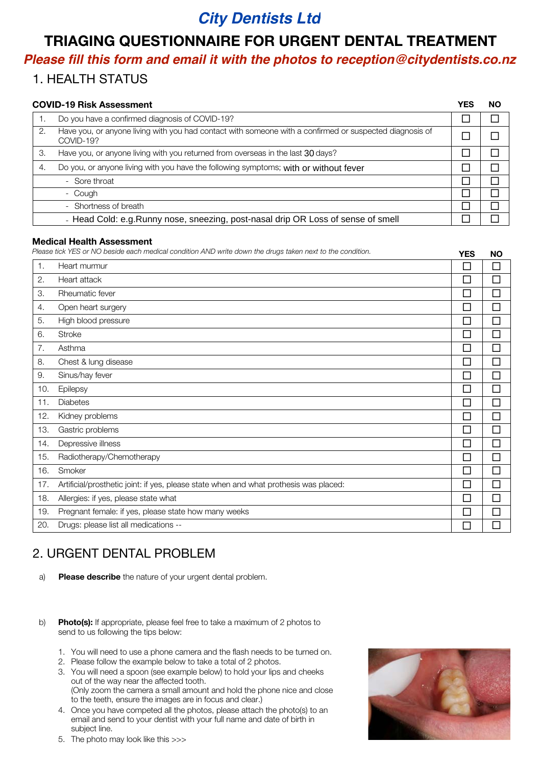# City Dentists Ltd

# TRIAGING QUESTIONNAIRE FOR URGENT DENTAL TREATMENT

***Please fill this form and email it with the photos to reception@citydentists.co.nz***

## 1. HEALTH STATUS

| **COVID-19 Risk Assessment** | | **YES** | **NO** |
|---|---|---|---|
| 1. | Do you have a confirmed diagnosis of COVID-19? | ☐ | ☐ |
| 2. | Have you, or anyone living with you had contact with someone with a confirmed or suspected diagnosis of COVID-19? | ☐ | ☐ |
| 3. | Have you, or anyone living with you returned from overseas in the last 30 days? | ☐ | ☐ |
| 4. | Do you, or anyone living with you have the following symptoms; with or without fever | ☐ | ☐ |
| | - Sore throat | ☐ | ☐ |
| | - Cough | ☐ | ☐ |
| | - Shortness of breath | ☐ | ☐ |
| | - Head Cold: e.g.Runny nose, sneezing, post-nasal drip OR Loss of sense of smell | ☐ | ☐ |

**Medical Health Assessment**

*Please tick YES or NO beside each medical condition AND write down the drugs taken next to the condition.*

| | | **YES** | **NO** |
|---|---|---|---|
| 1. | Heart murmur | ☐ | ☐ |
| 2. | Heart attack | ☐ | ☐ |
| 3. | Rheumatic fever | ☐ | ☐ |
| 4. | Open heart surgery | ☐ | ☐ |
| 5. | High blood pressure | ☐ | ☐ |
| 6. | Stroke | ☐ | ☐ |
| 7. | Asthma | ☐ | ☐ |
| 8. | Chest & lung disease | ☐ | ☐ |
| 9. | Sinus/hay fever | ☐ | ☐ |
| 10. | Epilepsy | ☐ | ☐ |
| 11. | Diabetes | ☐ | ☐ |
| 12. | Kidney problems | ☐ | ☐ |
| 13. | Gastric problems | ☐ | ☐ |
| 14. | Depressive illness | ☐ | ☐ |
| 15. | Radiotherapy/Chemotherapy | ☐ | ☐ |
| 16. | Smoker | ☐ | ☐ |
| 17. | Artificial/prosthetic joint: if yes, please state when and what prothesis was placed: | ☐ | ☐ |
| 18. | Allergies: if yes, please state what | ☐ | ☐ |
| 19. | Pregnant female: if yes, please state how many weeks | ☐ | ☐ |
| 20. | Drugs: please list all medications -- | ☐ | ☐ |

## 2. URGENT DENTAL PROBLEM

a) **Please describe** the nature of your urgent dental problem.

b) **Photo(s):** If appropriate, please feel free to take a maximum of 2 photos to send to us following the tips below:

1. You will need to use a phone camera and the flash needs to be turned on.
2. Please follow the example below to take a total of 2 photos.
3. You will need a spoon (see example below) to hold your lips and cheeks out of the way near the affected tooth. (Only zoom the camera a small amount and hold the phone nice and close to the teeth, ensure the images are in focus and clear.)
4. Once you have competed all the photos, please attach the photo(s) to an email and send to your dentist with your full name and date of birth in subject line.
5. The photo may look like this >>>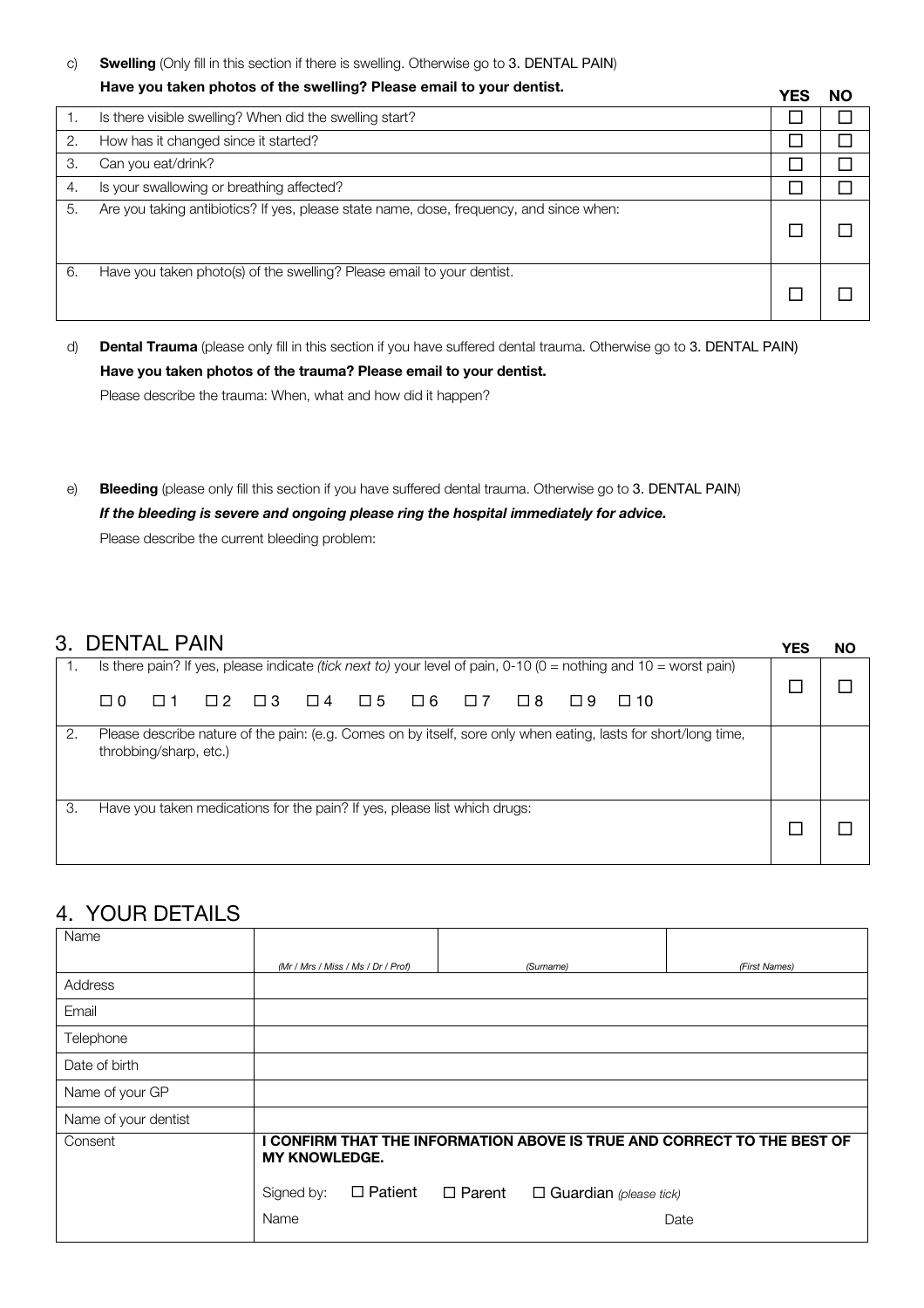c) **Swelling** (Only fill in this section if there is swelling. Otherwise go to 3. DENTAL PAIN)

**Have you taken photos of the swelling? Please email to your dentist.**

| | | YES | NO |
|---|---|---|---|
| 1. | Is there visible swelling? When did the swelling start? | ☐ | ☐ |
| 2. | How has it changed since it started? | ☐ | ☐ |
| 3. | Can you eat/drink? | ☐ | ☐ |
| 4. | Is your swallowing or breathing affected? | ☐ | ☐ |
| 5. | Are you taking antibiotics? If yes, please state name, dose, frequency, and since when: | ☐ | ☐ |
| 6. | Have you taken photo(s) of the swelling? Please email to your dentist. | ☐ | ☐ |

d) **Dental Trauma** (please only fill in this section if you have suffered dental trauma. Otherwise go to 3. DENTAL PAIN)

**Have you taken photos of the trauma? Please email to your dentist.**

Please describe the trauma: When, what and how did it happen?

e) **Bleeding** (please only fill this section if you have suffered dental trauma. Otherwise go to 3. DENTAL PAIN)

***If the bleeding is severe and ongoing please ring the hospital immediately for advice.***

Please describe the current bleeding problem:

## 3. DENTAL PAIN

| | | YES | NO |
|---|---|---|---|
| 1. | Is there pain? If yes, please indicate *(tick next to)* your level of pain, 0-10 (0 = nothing and 10 = worst pain)<br>☐ 0 ☐ 1 ☐ 2 ☐ 3 ☐ 4 ☐ 5 ☐ 6 ☐ 7 ☐ 8 ☐ 9 ☐ 10 | ☐ | ☐ |
| 2. | Please describe nature of the pain: (e.g. Comes on by itself, sore only when eating, lasts for short/long time, throbbing/sharp, etc.) | | |
| 3. | Have you taken medications for the pain? If yes, please list which drugs: | ☐ | ☐ |

## 4. YOUR DETAILS

| | | | |
|---|---|---|---|
| Name | *(Mr / Mrs / Miss / Ms / Dr / Prof)* | *(Surname)* | *(First Names)* |
| Address | | | |
| Email | | | |
| Telephone | | | |
| Date of birth | | | |
| Name of your GP | | | |
| Name of your dentist | | | |
| Consent | **I CONFIRM THAT THE INFORMATION ABOVE IS TRUE AND CORRECT TO THE BEST OF MY KNOWLEDGE.**<br>Signed by: ☐ Patient ☐ Parent ☐ Guardian *(please tick)*<br>Name Date | | |